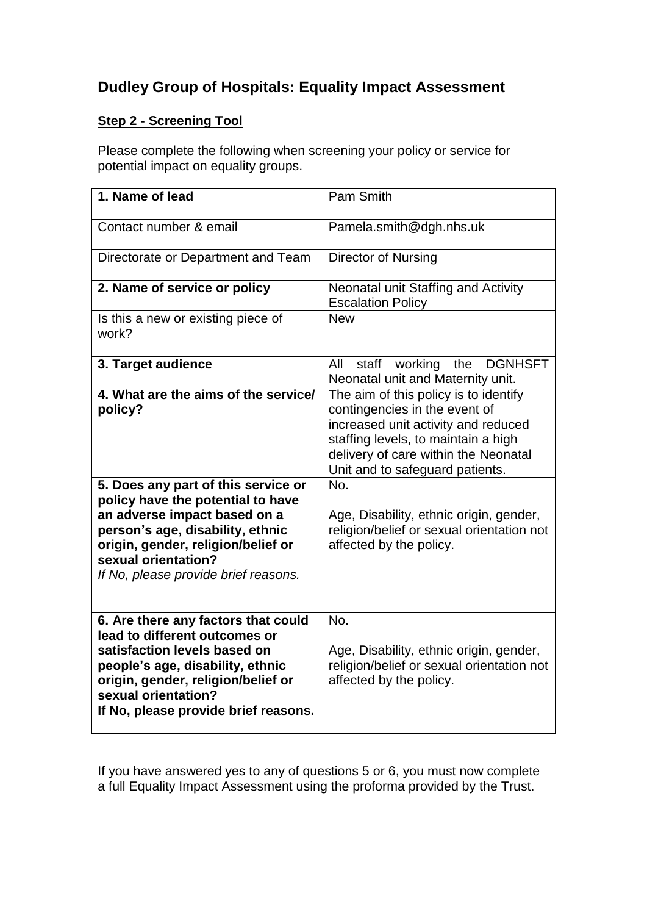# Dudley Group of Hospitals: Equality Impact Assessment

**Step 2 - Screening Tool**

Please complete the following when screening your policy or service for potential impact on equality groups.

| | |
|---|---|
| **1. Name of lead** | Pam Smith |
| Contact number & email | Pamela.smith@dgh.nhs.uk |
| Directorate or Department and Team | Director of Nursing |
| **2. Name of service or policy** | Neonatal unit Staffing and Activity Escalation Policy |
| Is this a new or existing piece of work? | New |
| **3. Target audience** | All staff working the DGNHSFT Neonatal unit and Maternity unit. |
| **4. What are the aims of the service/ policy?** | The aim of this policy is to identify contingencies in the event of increased unit activity and reduced staffing levels, to maintain a high delivery of care within the Neonatal Unit and to safeguard patients. |
| **5. Does any part of this service or policy have the potential to have an adverse impact based on a person's age, disability, ethnic origin, gender, religion/belief or sexual orientation?** *If No, please provide brief reasons.* | No. Age, Disability, ethnic origin, gender, religion/belief or sexual orientation not affected by the policy. |
| **6. Are there any factors that could lead to different outcomes or satisfaction levels based on people's age, disability, ethnic origin, gender, religion/belief or sexual orientation? If No, please provide brief reasons.** | No. Age, Disability, ethnic origin, gender, religion/belief or sexual orientation not affected by the policy. |

If you have answered yes to any of questions 5 or 6, you must now complete a full Equality Impact Assessment using the proforma provided by the Trust.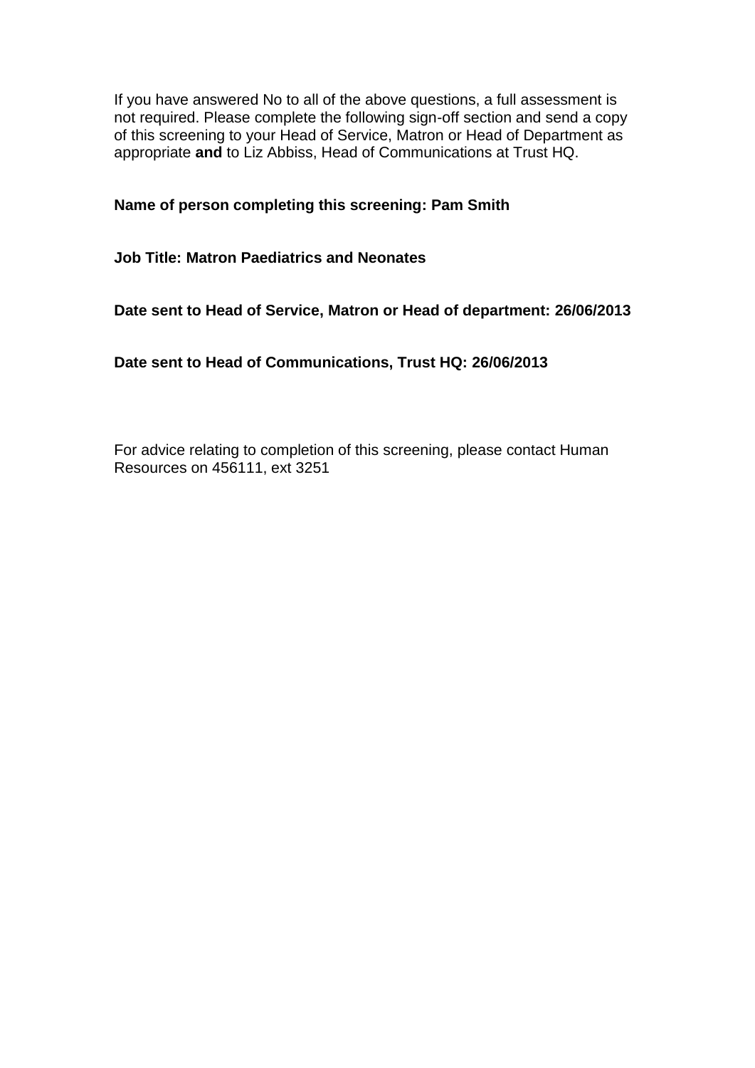If you have answered No to all of the above questions, a full assessment is not required. Please complete the following sign-off section and send a copy of this screening to your Head of Service, Matron or Head of Department as appropriate **and** to Liz Abbiss, Head of Communications at Trust HQ.

**Name of person completing this screening: Pam Smith**

**Job Title: Matron Paediatrics and Neonates**

**Date sent to Head of Service, Matron or Head of department: 26/06/2013**

**Date sent to Head of Communications, Trust HQ: 26/06/2013**

For advice relating to completion of this screening, please contact Human Resources on 456111, ext 3251